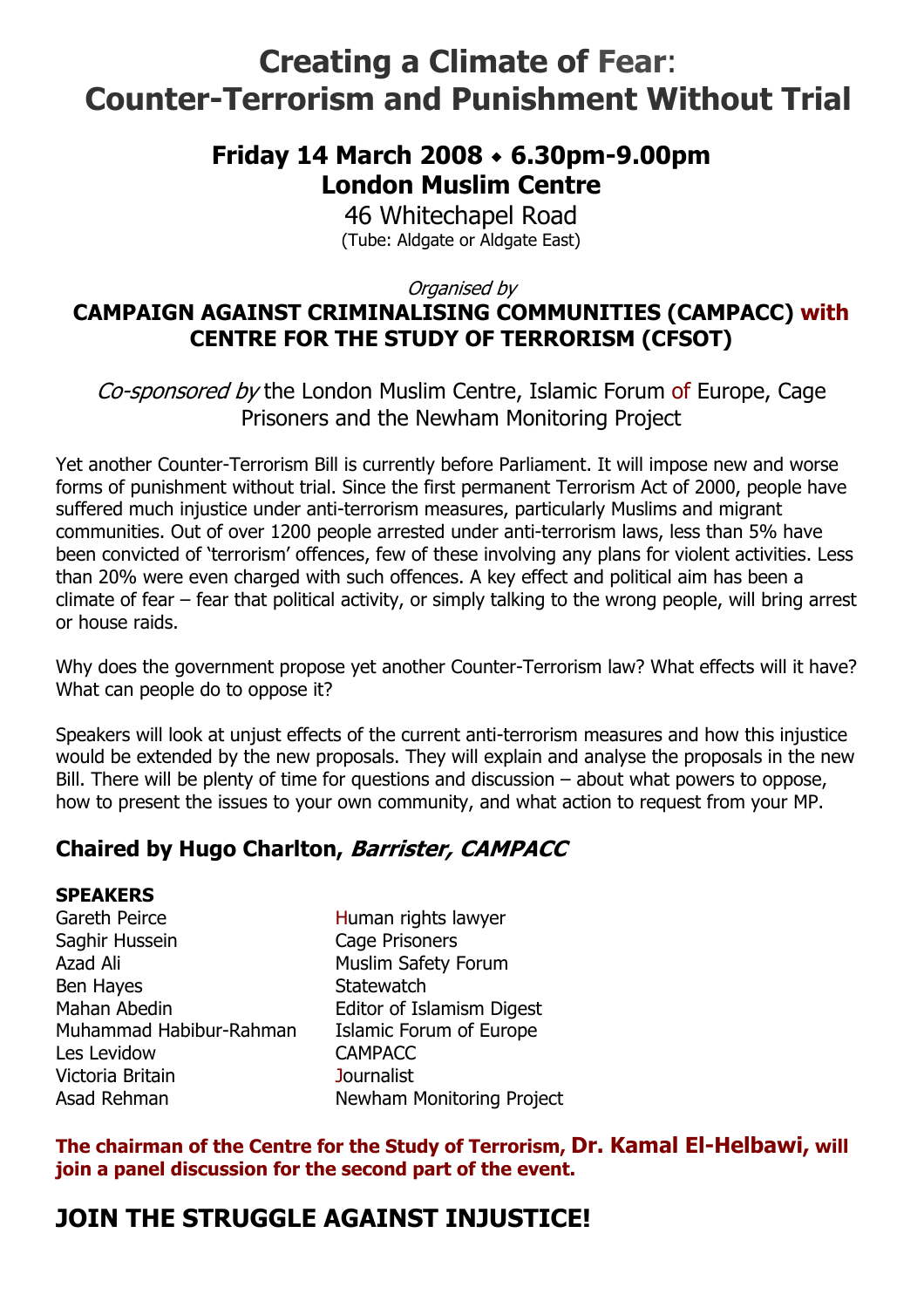# Creating a Climate of Fear: Counter-Terrorism and Punishment Without Trial

## Friday 14 March 2008 ⬥ 6.30pm-9.00pm
## London Muslim Centre

46 Whitechapel Road
(Tube: Aldgate or Aldgate East)

*Organised by*

**CAMPAIGN AGAINST CRIMINALISING COMMUNITIES (CAMPACC) with CENTRE FOR THE STUDY OF TERRORISM (CFSOT)**

*Co-sponsored by* the London Muslim Centre, Islamic Forum of Europe, Cage Prisoners and the Newham Monitoring Project

Yet another Counter-Terrorism Bill is currently before Parliament. It will impose new and worse forms of punishment without trial. Since the first permanent Terrorism Act of 2000, people have suffered much injustice under anti-terrorism measures, particularly Muslims and migrant communities. Out of over 1200 people arrested under anti-terrorism laws, less than 5% have been convicted of 'terrorism' offences, few of these involving any plans for violent activities. Less than 20% were even charged with such offences. A key effect and political aim has been a climate of fear – fear that political activity, or simply talking to the wrong people, will bring arrest or house raids.

Why does the government propose yet another Counter-Terrorism law? What effects will it have? What can people do to oppose it?

Speakers will look at unjust effects of the current anti-terrorism measures and how this injustice would be extended by the new proposals. They will explain and analyse the proposals in the new Bill. There will be plenty of time for questions and discussion – about what powers to oppose, how to present the issues to your own community, and what action to request from your MP.

### Chaired by Hugo Charlton, *Barrister, CAMPACC*

**SPEAKERS**

| | |
|---|---|
| Gareth Peirce | Human rights lawyer |
| Saghir Hussein | Cage Prisoners |
| Azad Ali | Muslim Safety Forum |
| Ben Hayes | Statewatch |
| Mahan Abedin | Editor of Islamism Digest |
| Muhammad Habibur-Rahman | Islamic Forum of Europe |
| Les Levidow | CAMPACC |
| Victoria Britain | Journalist |
| Asad Rehman | Newham Monitoring Project |

**The chairman of the Centre for the Study of Terrorism, Dr. Kamal El-Helbawi, will join a panel discussion for the second part of the event.**

## JOIN THE STRUGGLE AGAINST INJUSTICE!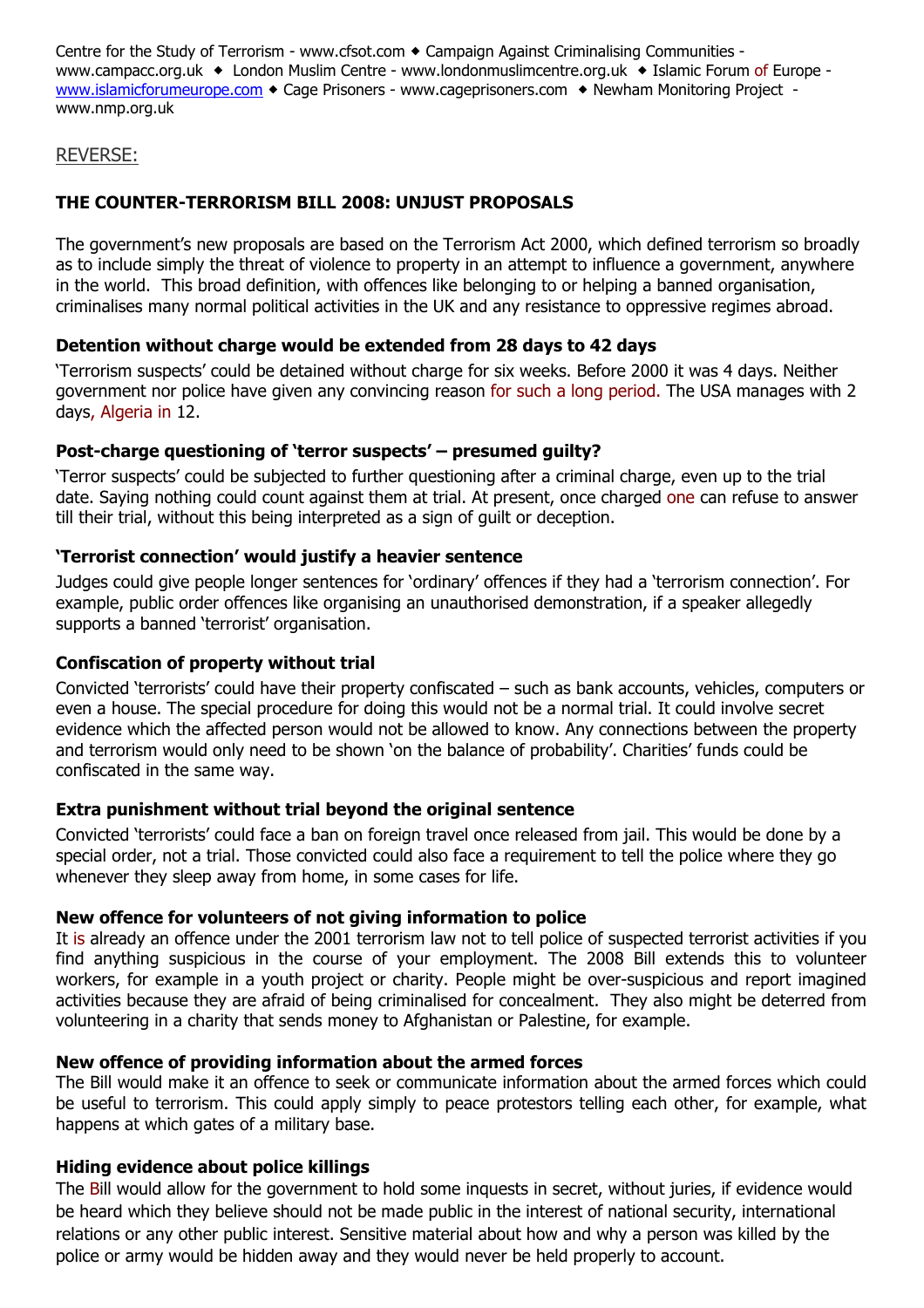Centre for the Study of Terrorism - www.cfsot.com ◆ Campaign Against Criminalising Communities - www.campacc.org.uk ◆ London Muslim Centre - www.londonmuslimcentre.org.uk ◆ Islamic Forum of Europe - www.islamicforumeurope.com ◆ Cage Prisoners - www.cageprisoners.com ◆ Newham Monitoring Project - www.nmp.org.uk

REVERSE:

## THE COUNTER-TERRORISM BILL 2008: UNJUST PROPOSALS

The government's new proposals are based on the Terrorism Act 2000, which defined terrorism so broadly as to include simply the threat of violence to property in an attempt to influence a government, anywhere in the world. This broad definition, with offences like belonging to or helping a banned organisation, criminalises many normal political activities in the UK and any resistance to oppressive regimes abroad.

### Detention without charge would be extended from 28 days to 42 days

'Terrorism suspects' could be detained without charge for six weeks. Before 2000 it was 4 days. Neither government nor police have given any convincing reason for such a long period. The USA manages with 2 days, Algeria in 12.

### Post-charge questioning of 'terror suspects' – presumed guilty?

'Terror suspects' could be subjected to further questioning after a criminal charge, even up to the trial date. Saying nothing could count against them at trial. At present, once charged one can refuse to answer till their trial, without this being interpreted as a sign of guilt or deception.

### 'Terrorist connection' would justify a heavier sentence

Judges could give people longer sentences for 'ordinary' offences if they had a 'terrorism connection'. For example, public order offences like organising an unauthorised demonstration, if a speaker allegedly supports a banned 'terrorist' organisation.

### Confiscation of property without trial

Convicted 'terrorists' could have their property confiscated – such as bank accounts, vehicles, computers or even a house. The special procedure for doing this would not be a normal trial. It could involve secret evidence which the affected person would not be allowed to know. Any connections between the property and terrorism would only need to be shown 'on the balance of probability'. Charities' funds could be confiscated in the same way.

### Extra punishment without trial beyond the original sentence

Convicted 'terrorists' could face a ban on foreign travel once released from jail. This would be done by a special order, not a trial. Those convicted could also face a requirement to tell the police where they go whenever they sleep away from home, in some cases for life.

### New offence for volunteers of not giving information to police

It is already an offence under the 2001 terrorism law not to tell police of suspected terrorist activities if you find anything suspicious in the course of your employment. The 2008 Bill extends this to volunteer workers, for example in a youth project or charity. People might be over-suspicious and report imagined activities because they are afraid of being criminalised for concealment. They also might be deterred from volunteering in a charity that sends money to Afghanistan or Palestine, for example.

### New offence of providing information about the armed forces

The Bill would make it an offence to seek or communicate information about the armed forces which could be useful to terrorism. This could apply simply to peace protestors telling each other, for example, what happens at which gates of a military base.

### Hiding evidence about police killings

The Bill would allow for the government to hold some inquests in secret, without juries, if evidence would be heard which they believe should not be made public in the interest of national security, international relations or any other public interest. Sensitive material about how and why a person was killed by the police or army would be hidden away and they would never be held properly to account.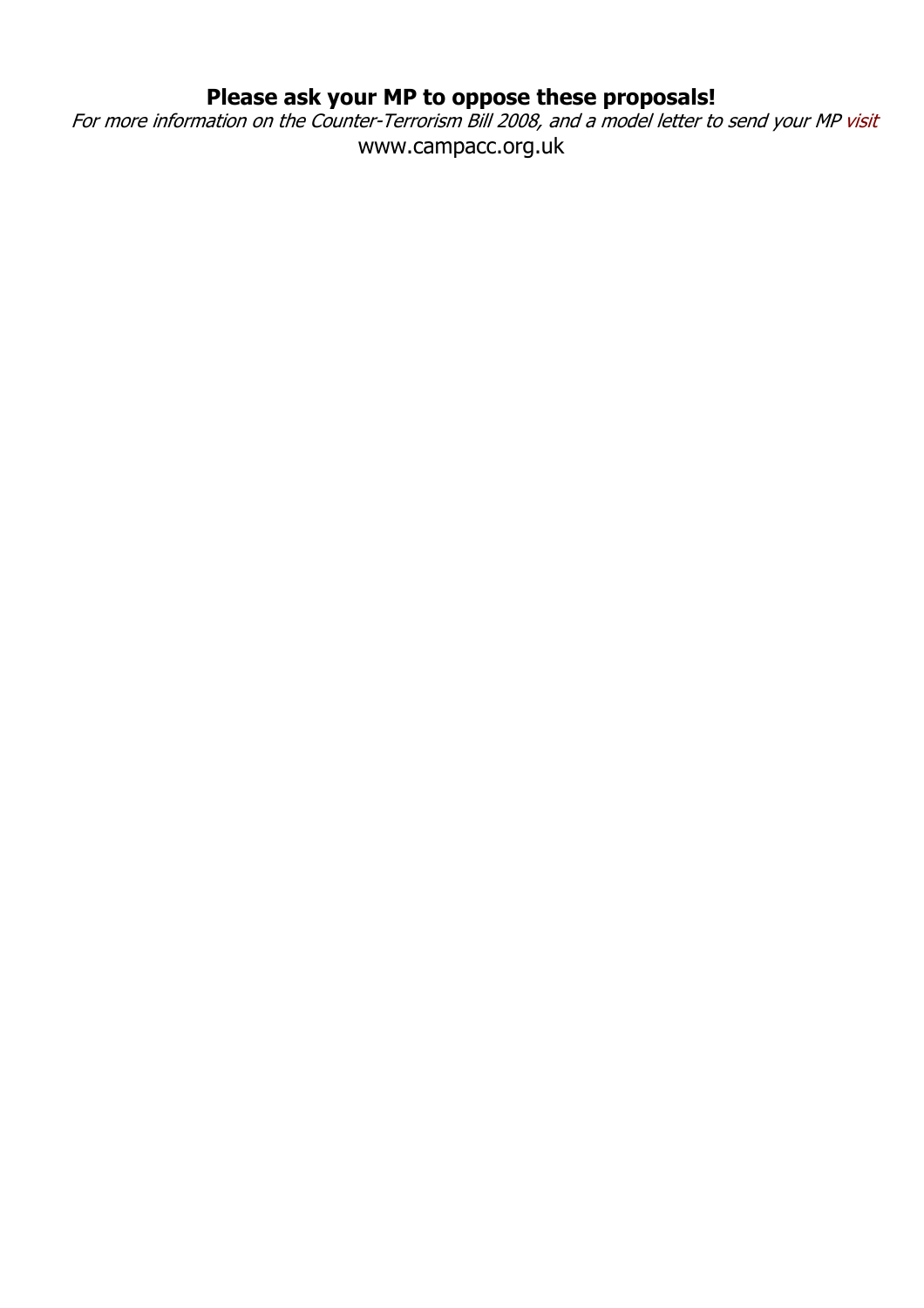**Please ask your MP to oppose these proposals!**

*For more information on the Counter-Terrorism Bill 2008, and a model letter to send your MP visit*

www.campacc.org.uk